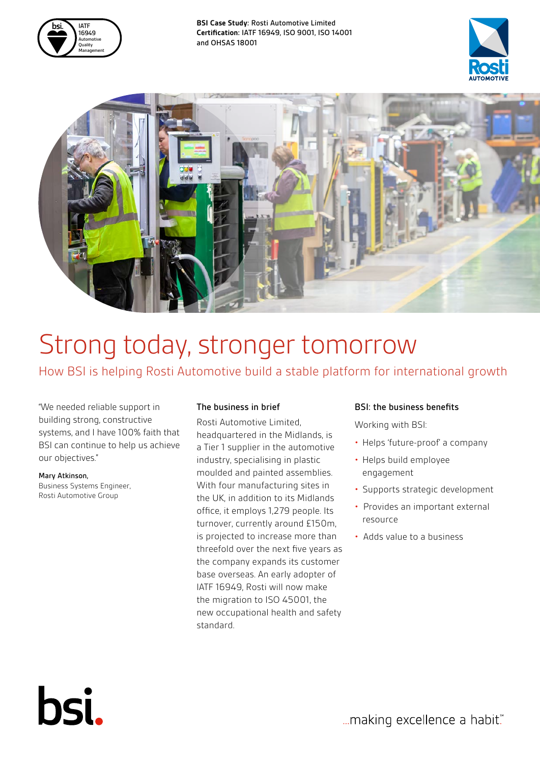**BSI Case Study:** Rosti Automotive Limited
**Certification:** IATF 16949, ISO 9001, ISO 14001 and OHSAS 18001

# Strong today, stronger tomorrow

## How BSI is helping Rosti Automotive build a stable platform for international growth

"We needed reliable support in building strong, constructive systems, and I have 100% faith that BSI can continue to help us achieve our objectives."

**Mary Atkinson,**
Business Systems Engineer,
Rosti Automotive Group

### The business in brief

Rosti Automotive Limited, headquartered in the Midlands, is a Tier 1 supplier in the automotive industry, specialising in plastic moulded and painted assemblies. With four manufacturing sites in the UK, in addition to its Midlands office, it employs 1,279 people. Its turnover, currently around £150m, is projected to increase more than threefold over the next five years as the company expands its customer base overseas. An early adopter of IATF 16949, Rosti will now make the migration to ISO 45001, the new occupational health and safety standard.

### BSI: the business benefits

Working with BSI:

- Helps 'future-proof' a company
- Helps build employee engagement
- Supports strategic development
- Provides an important external resource
- Adds value to a business

...making excellence a habit.™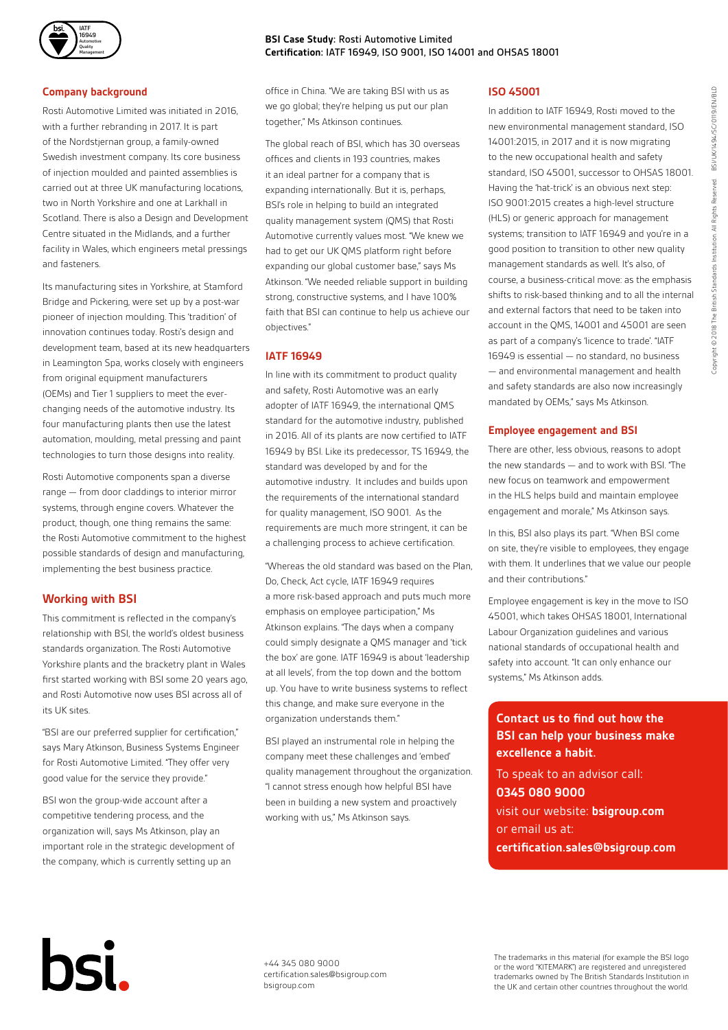**BSI Case Study**: Rosti Automotive Limited
**Certification**: IATF 16949, ISO 9001, ISO 14001 and OHSAS 18001

## Company background

Rosti Automotive Limited was initiated in 2016, with a further rebranding in 2017. It is part of the Nordstjernan group, a family-owned Swedish investment company. Its core business of injection moulded and painted assemblies is carried out at three UK manufacturing locations, two in North Yorkshire and one at Larkhall in Scotland. There is also a Design and Development Centre situated in the Midlands, and a further facility in Wales, which engineers metal pressings and fasteners.

Its manufacturing sites in Yorkshire, at Stamford Bridge and Pickering, were set up by a post-war pioneer of injection moulding. This 'tradition' of innovation continues today. Rosti's design and development team, based at its new headquarters in Leamington Spa, works closely with engineers from original equipment manufacturers (OEMs) and Tier 1 suppliers to meet the ever-changing needs of the automotive industry. Its four manufacturing plants then use the latest automation, moulding, metal pressing and paint technologies to turn those designs into reality.

Rosti Automotive components span a diverse range — from door claddings to interior mirror systems, through engine covers. Whatever the product, though, one thing remains the same: the Rosti Automotive commitment to the highest possible standards of design and manufacturing, implementing the best business practice.

## Working with BSI

This commitment is reflected in the company's relationship with BSI, the world's oldest business standards organization. The Rosti Automotive Yorkshire plants and the bracketry plant in Wales first started working with BSI some 20 years ago, and Rosti Automotive now uses BSI across all of its UK sites.

"BSI are our preferred supplier for certification," says Mary Atkinson, Business Systems Engineer for Rosti Automotive Limited. "They offer very good value for the service they provide."

BSI won the group-wide account after a competitive tendering process, and the organization will, says Ms Atkinson, play an important role in the strategic development of the company, which is currently setting up an office in China. "We are taking BSI with us as we go global; they're helping us put our plan together," Ms Atkinson continues.

The global reach of BSI, which has 30 overseas offices and clients in 193 countries, makes it an ideal partner for a company that is expanding internationally. But it is, perhaps, BSI's role in helping to build an integrated quality management system (QMS) that Rosti Automotive currently values most. "We knew we had to get our UK QMS platform right before expanding our global customer base," says Ms Atkinson. "We needed reliable support in building strong, constructive systems, and I have 100% faith that BSI can continue to help us achieve our objectives."

## IATF 16949

In line with its commitment to product quality and safety, Rosti Automotive was an early adopter of IATF 16949, the international QMS standard for the automotive industry, published in 2016. All of its plants are now certified to IATF 16949 by BSI. Like its predecessor, TS 16949, the standard was developed by and for the automotive industry. It includes and builds upon the requirements of the international standard for quality management, ISO 9001. As the requirements are much more stringent, it can be a challenging process to achieve certification.

"Whereas the old standard was based on the Plan, Do, Check, Act cycle, IATF 16949 requires a more risk-based approach and puts much more emphasis on employee participation," Ms Atkinson explains. "The days when a company could simply designate a QMS manager and 'tick the box' are gone. IATF 16949 is about 'leadership at all levels', from the top down and the bottom up. You have to write business systems to reflect this change, and make sure everyone in the organization understands them."

BSI played an instrumental role in helping the company meet these challenges and 'embed' quality management throughout the organization. "I cannot stress enough how helpful BSI have been in building a new system and proactively working with us," Ms Atkinson says.

## ISO 45001

In addition to IATF 16949, Rosti moved to the new environmental management standard, ISO 14001:2015, in 2017 and it is now migrating to the new occupational health and safety standard, ISO 45001, successor to OHSAS 18001. Having the 'hat-trick' is an obvious next step: ISO 9001:2015 creates a high-level structure (HLS) or generic approach for management systems; transition to IATF 16949 and you're in a good position to transition to other new quality management standards as well. It's also, of course, a business-critical move: as the emphasis shifts to risk-based thinking and to all the internal and external factors that need to be taken into account in the QMS, 14001 and 45001 are seen as part of a company's 'licence to trade'. "IATF 16949 is essential — no standard, no business — and environmental management and health and safety standards are also now increasingly mandated by OEMs," says Ms Atkinson.

## Employee engagement and BSI

There are other, less obvious, reasons to adopt the new standards — and to work with BSI. "The new focus on teamwork and empowerment in the HLS helps build and maintain employee engagement and morale," Ms Atkinson says.

In this, BSI also plays its part. "When BSI come on site, they're visible to employees, they engage with them. It underlines that we value our people and their contributions."

Employee engagement is key in the move to ISO 45001, which takes OHSAS 18001, International Labour Organization guidelines and various national standards of occupational health and safety into account. "It can only enhance our systems," Ms Atkinson adds.

**Contact us to find out how the BSI can help your business make excellence a habit.**

To speak to an advisor call:
**0345 080 9000**
visit our website: **bsigroup.com**
or email us at:
**certification.sales@bsigroup.com**

+44 345 080 9000
certification.sales@bsigroup.com
bsigroup.com

The trademarks in this material (for example the BSI logo or the word "KITEMARK") are registered and unregistered trademarks owned by The British Standards Institution in the UK and certain other countries throughout the world.

Copyright © 2018 The British Standards Institution All Rights Reserved BSI/UK/1494/SC/0119/EN/BLD